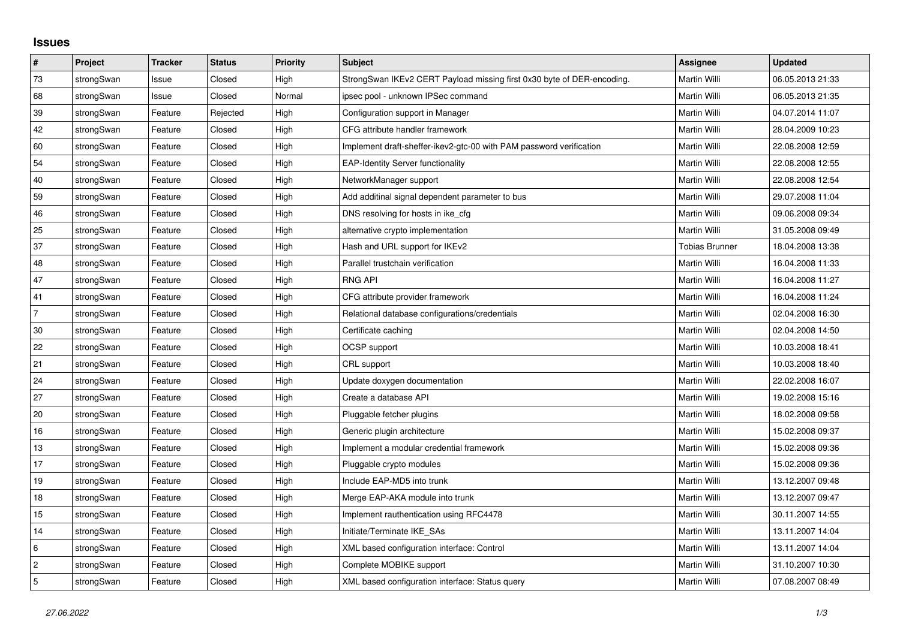# Issues

| # | Project | Tracker | Status | Priority | Subject | Assignee | Updated |
|---|---|---|---|---|---|---|---|
| 73 | strongSwan | Issue | Closed | High | StrongSwan IKEv2 CERT Payload missing first 0x30 byte of DER-encoding. | Martin Willi | 06.05.2013 21:33 |
| 68 | strongSwan | Issue | Closed | Normal | ipsec pool - unknown IPSec command | Martin Willi | 06.05.2013 21:35 |
| 39 | strongSwan | Feature | Rejected | High | Configuration support in Manager | Martin Willi | 04.07.2014 11:07 |
| 42 | strongSwan | Feature | Closed | High | CFG attribute handler framework | Martin Willi | 28.04.2009 10:23 |
| 60 | strongSwan | Feature | Closed | High | Implement draft-sheffer-ikev2-gtc-00 with PAM password verification | Martin Willi | 22.08.2008 12:59 |
| 54 | strongSwan | Feature | Closed | High | EAP-Identity Server functionality | Martin Willi | 22.08.2008 12:55 |
| 40 | strongSwan | Feature | Closed | High | NetworkManager support | Martin Willi | 22.08.2008 12:54 |
| 59 | strongSwan | Feature | Closed | High | Add additinal signal dependent parameter to bus | Martin Willi | 29.07.2008 11:04 |
| 46 | strongSwan | Feature | Closed | High | DNS resolving for hosts in ike_cfg | Martin Willi | 09.06.2008 09:34 |
| 25 | strongSwan | Feature | Closed | High | alternative crypto implementation | Martin Willi | 31.05.2008 09:49 |
| 37 | strongSwan | Feature | Closed | High | Hash and URL support for IKEv2 | Tobias Brunner | 18.04.2008 13:38 |
| 48 | strongSwan | Feature | Closed | High | Parallel trustchain verification | Martin Willi | 16.04.2008 11:33 |
| 47 | strongSwan | Feature | Closed | High | RNG API | Martin Willi | 16.04.2008 11:27 |
| 41 | strongSwan | Feature | Closed | High | CFG attribute provider framework | Martin Willi | 16.04.2008 11:24 |
| 7 | strongSwan | Feature | Closed | High | Relational database configurations/credentials | Martin Willi | 02.04.2008 16:30 |
| 30 | strongSwan | Feature | Closed | High | Certificate caching | Martin Willi | 02.04.2008 14:50 |
| 22 | strongSwan | Feature | Closed | High | OCSP support | Martin Willi | 10.03.2008 18:41 |
| 21 | strongSwan | Feature | Closed | High | CRL support | Martin Willi | 10.03.2008 18:40 |
| 24 | strongSwan | Feature | Closed | High | Update doxygen documentation | Martin Willi | 22.02.2008 16:07 |
| 27 | strongSwan | Feature | Closed | High | Create a database API | Martin Willi | 19.02.2008 15:16 |
| 20 | strongSwan | Feature | Closed | High | Pluggable fetcher plugins | Martin Willi | 18.02.2008 09:58 |
| 16 | strongSwan | Feature | Closed | High | Generic plugin architecture | Martin Willi | 15.02.2008 09:37 |
| 13 | strongSwan | Feature | Closed | High | Implement a modular credential framework | Martin Willi | 15.02.2008 09:36 |
| 17 | strongSwan | Feature | Closed | High | Pluggable crypto modules | Martin Willi | 15.02.2008 09:36 |
| 19 | strongSwan | Feature | Closed | High | Include EAP-MD5 into trunk | Martin Willi | 13.12.2007 09:48 |
| 18 | strongSwan | Feature | Closed | High | Merge EAP-AKA module into trunk | Martin Willi | 13.12.2007 09:47 |
| 15 | strongSwan | Feature | Closed | High | Implement rauthentication using RFC4478 | Martin Willi | 30.11.2007 14:55 |
| 14 | strongSwan | Feature | Closed | High | Initiate/Terminate IKE_SAs | Martin Willi | 13.11.2007 14:04 |
| 6 | strongSwan | Feature | Closed | High | XML based configuration interface: Control | Martin Willi | 13.11.2007 14:04 |
| 2 | strongSwan | Feature | Closed | High | Complete MOBIKE support | Martin Willi | 31.10.2007 10:30 |
| 5 | strongSwan | Feature | Closed | High | XML based configuration interface: Status query | Martin Willi | 07.08.2007 08:49 |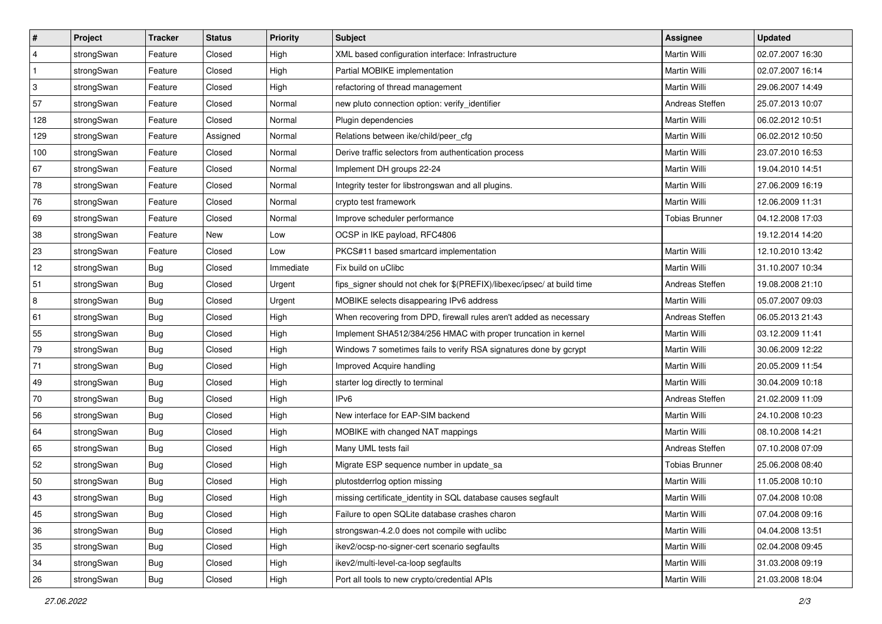| # | Project | Tracker | Status | Priority | Subject | Assignee | Updated |
|---|---|---|---|---|---|---|---|
| 4 | strongSwan | Feature | Closed | High | XML based configuration interface: Infrastructure | Martin Willi | 02.07.2007 16:30 |
| 1 | strongSwan | Feature | Closed | High | Partial MOBIKE implementation | Martin Willi | 02.07.2007 16:14 |
| 3 | strongSwan | Feature | Closed | High | refactoring of thread management | Martin Willi | 29.06.2007 14:49 |
| 57 | strongSwan | Feature | Closed | Normal | new pluto connection option: verify_identifier | Andreas Steffen | 25.07.2013 10:07 |
| 128 | strongSwan | Feature | Closed | Normal | Plugin dependencies | Martin Willi | 06.02.2012 10:51 |
| 129 | strongSwan | Feature | Assigned | Normal | Relations between ike/child/peer_cfg | Martin Willi | 06.02.2012 10:50 |
| 100 | strongSwan | Feature | Closed | Normal | Derive traffic selectors from authentication process | Martin Willi | 23.07.2010 16:53 |
| 67 | strongSwan | Feature | Closed | Normal | Implement DH groups 22-24 | Martin Willi | 19.04.2010 14:51 |
| 78 | strongSwan | Feature | Closed | Normal | Integrity tester for libstrongswan and all plugins. | Martin Willi | 27.06.2009 16:19 |
| 76 | strongSwan | Feature | Closed | Normal | crypto test framework | Martin Willi | 12.06.2009 11:31 |
| 69 | strongSwan | Feature | Closed | Normal | Improve scheduler performance | Tobias Brunner | 04.12.2008 17:03 |
| 38 | strongSwan | Feature | New | Low | OCSP in IKE payload, RFC4806 | | 19.12.2014 14:20 |
| 23 | strongSwan | Feature | Closed | Low | PKCS#11 based smartcard implementation | Martin Willi | 12.10.2010 13:42 |
| 12 | strongSwan | Bug | Closed | Immediate | Fix build on uClibc | Martin Willi | 31.10.2007 10:34 |
| 51 | strongSwan | Bug | Closed | Urgent | fips_signer should not chek for $(PREFIX)/libexec/ipsec/ at build time | Andreas Steffen | 19.08.2008 21:10 |
| 8 | strongSwan | Bug | Closed | Urgent | MOBIKE selects disappearing IPv6 address | Martin Willi | 05.07.2007 09:03 |
| 61 | strongSwan | Bug | Closed | High | When recovering from DPD, firewall rules aren't added as necessary | Andreas Steffen | 06.05.2013 21:43 |
| 55 | strongSwan | Bug | Closed | High | Implement SHA512/384/256 HMAC with proper truncation in kernel | Martin Willi | 03.12.2009 11:41 |
| 79 | strongSwan | Bug | Closed | High | Windows 7 sometimes fails to verify RSA signatures done by gcrypt | Martin Willi | 30.06.2009 12:22 |
| 71 | strongSwan | Bug | Closed | High | Improved Acquire handling | Martin Willi | 20.05.2009 11:54 |
| 49 | strongSwan | Bug | Closed | High | starter log directly to terminal | Martin Willi | 30.04.2009 10:18 |
| 70 | strongSwan | Bug | Closed | High | IPv6 | Andreas Steffen | 21.02.2009 11:09 |
| 56 | strongSwan | Bug | Closed | High | New interface for EAP-SIM backend | Martin Willi | 24.10.2008 10:23 |
| 64 | strongSwan | Bug | Closed | High | MOBIKE with changed NAT mappings | Martin Willi | 08.10.2008 14:21 |
| 65 | strongSwan | Bug | Closed | High | Many UML tests fail | Andreas Steffen | 07.10.2008 07:09 |
| 52 | strongSwan | Bug | Closed | High | Migrate ESP sequence number in update_sa | Tobias Brunner | 25.06.2008 08:40 |
| 50 | strongSwan | Bug | Closed | High | plutostderrlog option missing | Martin Willi | 11.05.2008 10:10 |
| 43 | strongSwan | Bug | Closed | High | missing certificate_identity in SQL database causes segfault | Martin Willi | 07.04.2008 10:08 |
| 45 | strongSwan | Bug | Closed | High | Failure to open SQLite database crashes charon | Martin Willi | 07.04.2008 09:16 |
| 36 | strongSwan | Bug | Closed | High | strongswan-4.2.0 does not compile with uclibc | Martin Willi | 04.04.2008 13:51 |
| 35 | strongSwan | Bug | Closed | High | ikev2/ocsp-no-signer-cert scenario segfaults | Martin Willi | 02.04.2008 09:45 |
| 34 | strongSwan | Bug | Closed | High | ikev2/multi-level-ca-loop segfaults | Martin Willi | 31.03.2008 09:19 |
| 26 | strongSwan | Bug | Closed | High | Port all tools to new crypto/credential APIs | Martin Willi | 21.03.2008 18:04 |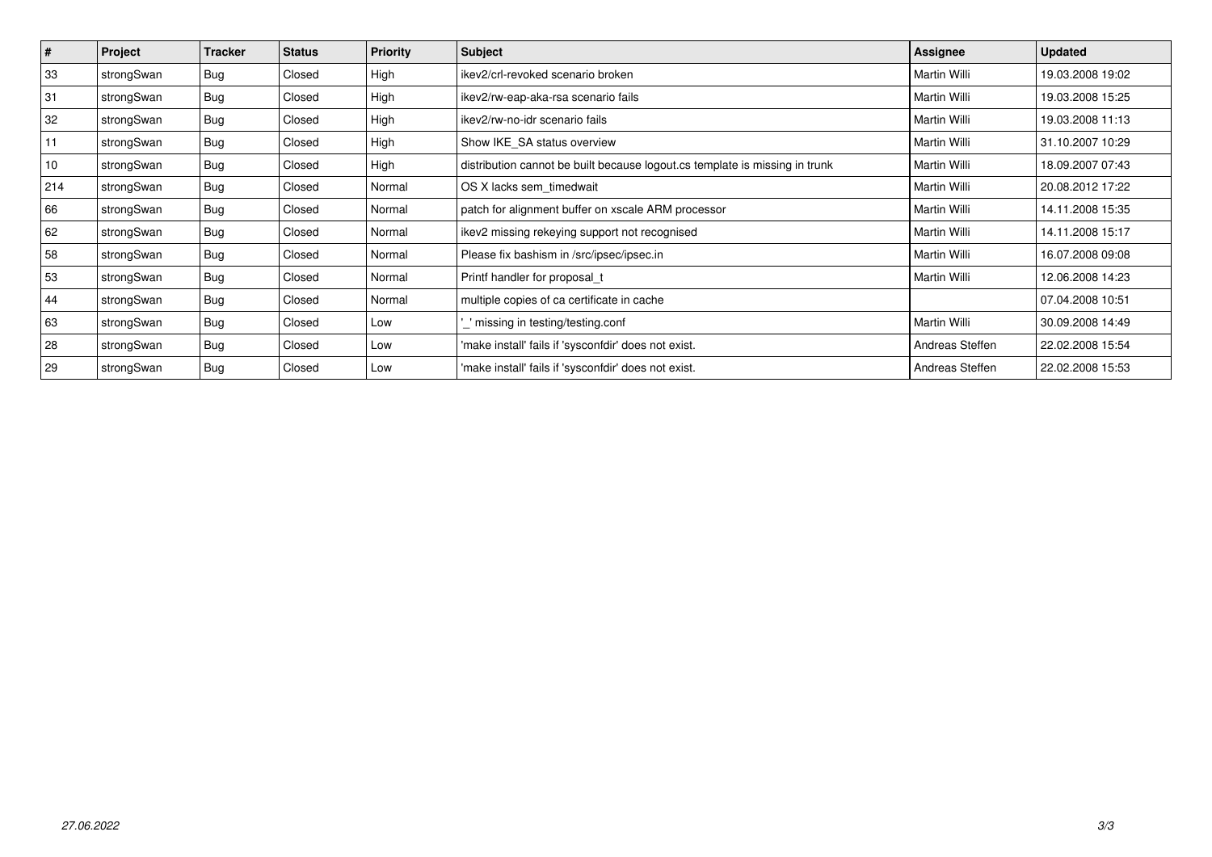| # | Project | Tracker | Status | Priority | Subject | Assignee | Updated |
|---|---|---|---|---|---|---|---|
| 33 | strongSwan | Bug | Closed | High | ikev2/crl-revoked scenario broken | Martin Willi | 19.03.2008 19:02 |
| 31 | strongSwan | Bug | Closed | High | ikev2/rw-eap-aka-rsa scenario fails | Martin Willi | 19.03.2008 15:25 |
| 32 | strongSwan | Bug | Closed | High | ikev2/rw-no-idr scenario fails | Martin Willi | 19.03.2008 11:13 |
| 11 | strongSwan | Bug | Closed | High | Show IKE_SA status overview | Martin Willi | 31.10.2007 10:29 |
| 10 | strongSwan | Bug | Closed | High | distribution cannot be built because logout.cs template is missing in trunk | Martin Willi | 18.09.2007 07:43 |
| 214 | strongSwan | Bug | Closed | Normal | OS X lacks sem_timedwait | Martin Willi | 20.08.2012 17:22 |
| 66 | strongSwan | Bug | Closed | Normal | patch for alignment buffer on xscale ARM processor | Martin Willi | 14.11.2008 15:35 |
| 62 | strongSwan | Bug | Closed | Normal | ikev2 missing rekeying support not recognised | Martin Willi | 14.11.2008 15:17 |
| 58 | strongSwan | Bug | Closed | Normal | Please fix bashism in /src/ipsec/ipsec.in | Martin Willi | 16.07.2008 09:08 |
| 53 | strongSwan | Bug | Closed | Normal | Printf handler for proposal_t | Martin Willi | 12.06.2008 14:23 |
| 44 | strongSwan | Bug | Closed | Normal | multiple copies of ca certificate in cache | | 07.04.2008 10:51 |
| 63 | strongSwan | Bug | Closed | Low | '_' missing in testing/testing.conf | Martin Willi | 30.09.2008 14:49 |
| 28 | strongSwan | Bug | Closed | Low | 'make install' fails if 'sysconfdir' does not exist. | Andreas Steffen | 22.02.2008 15:54 |
| 29 | strongSwan | Bug | Closed | Low | 'make install' fails if 'sysconfdir' does not exist. | Andreas Steffen | 22.02.2008 15:53 |